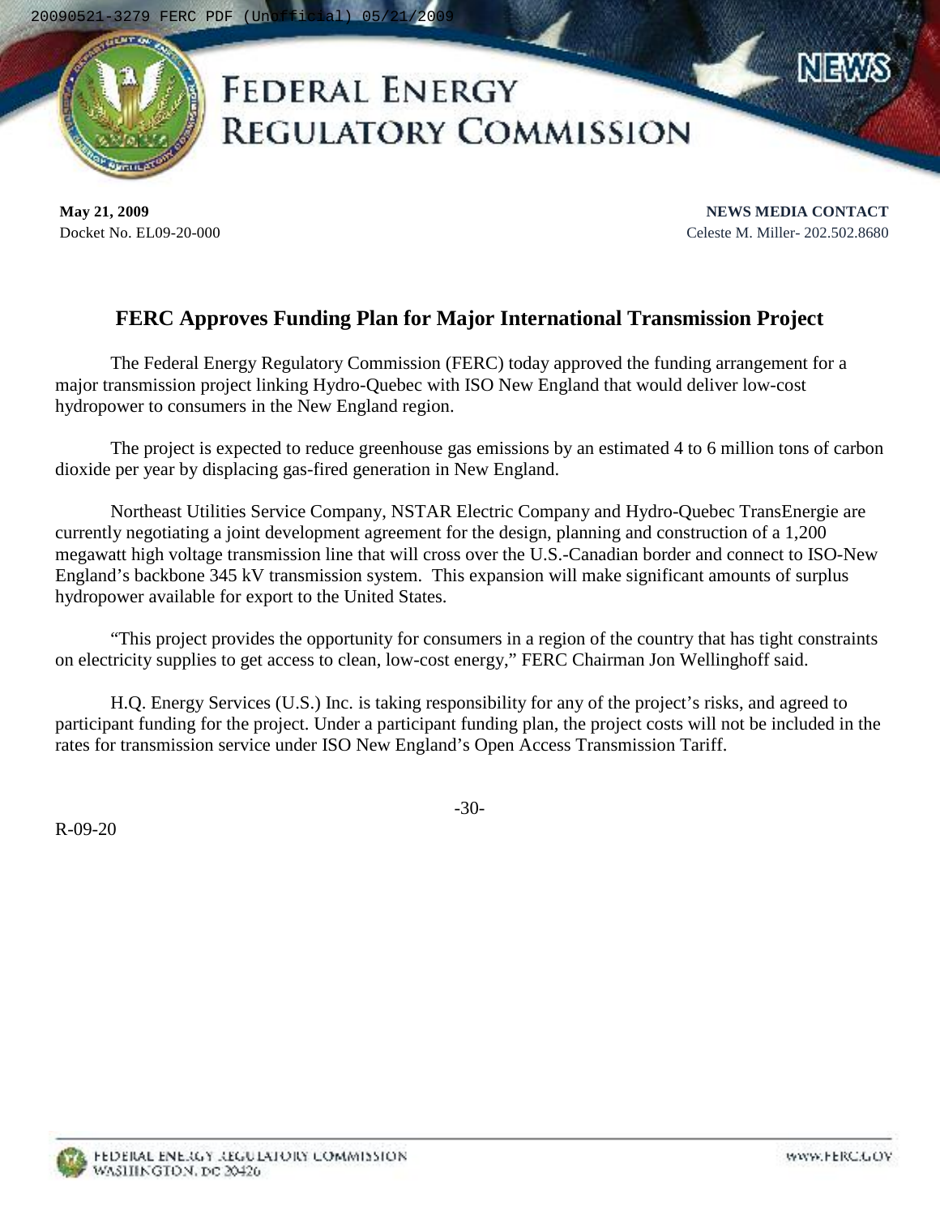# FEDERAL ENERGY REGULATORY COMMISSION

**NEWS**

**May 21, 2009**
Docket No. EL09-20-000

**NEWS MEDIA CONTACT**
Celeste M. Miller- 202.502.8680

## FERC Approves Funding Plan for Major International Transmission Project

The Federal Energy Regulatory Commission (FERC) today approved the funding arrangement for a major transmission project linking Hydro-Quebec with ISO New England that would deliver low-cost hydropower to consumers in the New England region.

The project is expected to reduce greenhouse gas emissions by an estimated 4 to 6 million tons of carbon dioxide per year by displacing gas-fired generation in New England.

Northeast Utilities Service Company, NSTAR Electric Company and Hydro-Quebec TransEnergie are currently negotiating a joint development agreement for the design, planning and construction of a 1,200 megawatt high voltage transmission line that will cross over the U.S.-Canadian border and connect to ISO-New England's backbone 345 kV transmission system. This expansion will make significant amounts of surplus hydropower available for export to the United States.

"This project provides the opportunity for consumers in a region of the country that has tight constraints on electricity supplies to get access to clean, low-cost energy," FERC Chairman Jon Wellinghoff said.

H.Q. Energy Services (U.S.) Inc. is taking responsibility for any of the project's risks, and agreed to participant funding for the project. Under a participant funding plan, the project costs will not be included in the rates for transmission service under ISO New England's Open Access Transmission Tariff.

-30-

R-09-20

FEDERAL ENERGY REGULATORY COMMISSION
WASHINGTON, DC 20426

WWW.FERC.GOV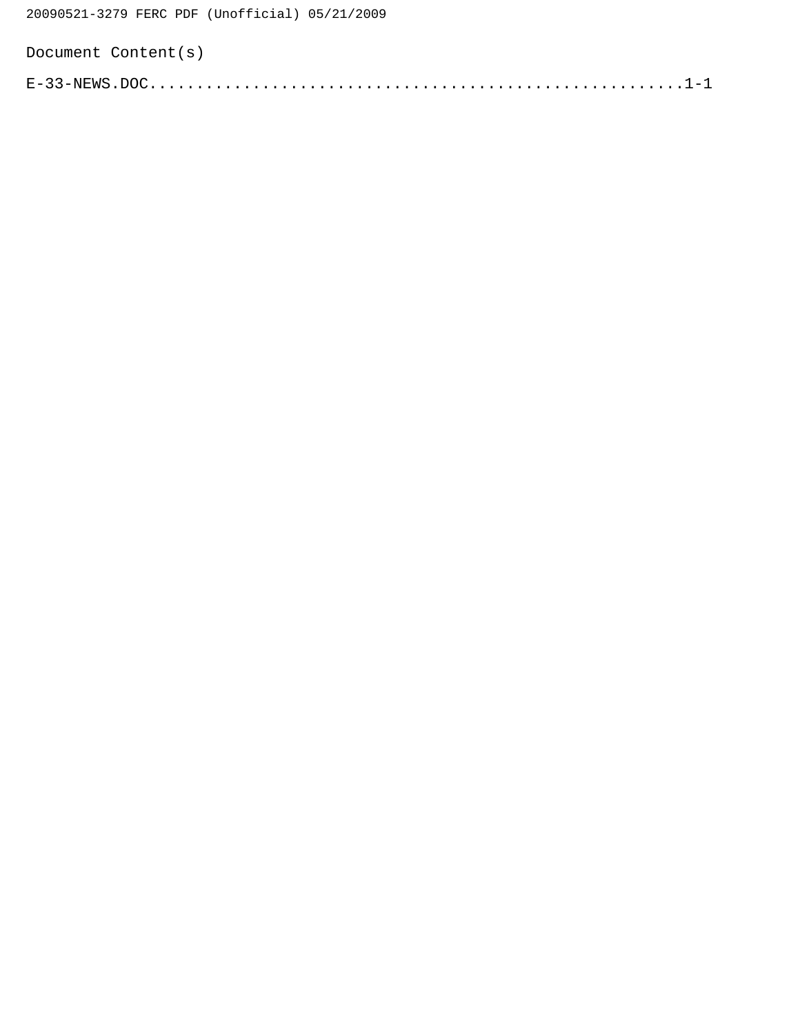Document Content(s)

E-33-NEWS.DOC.....................................................1-1